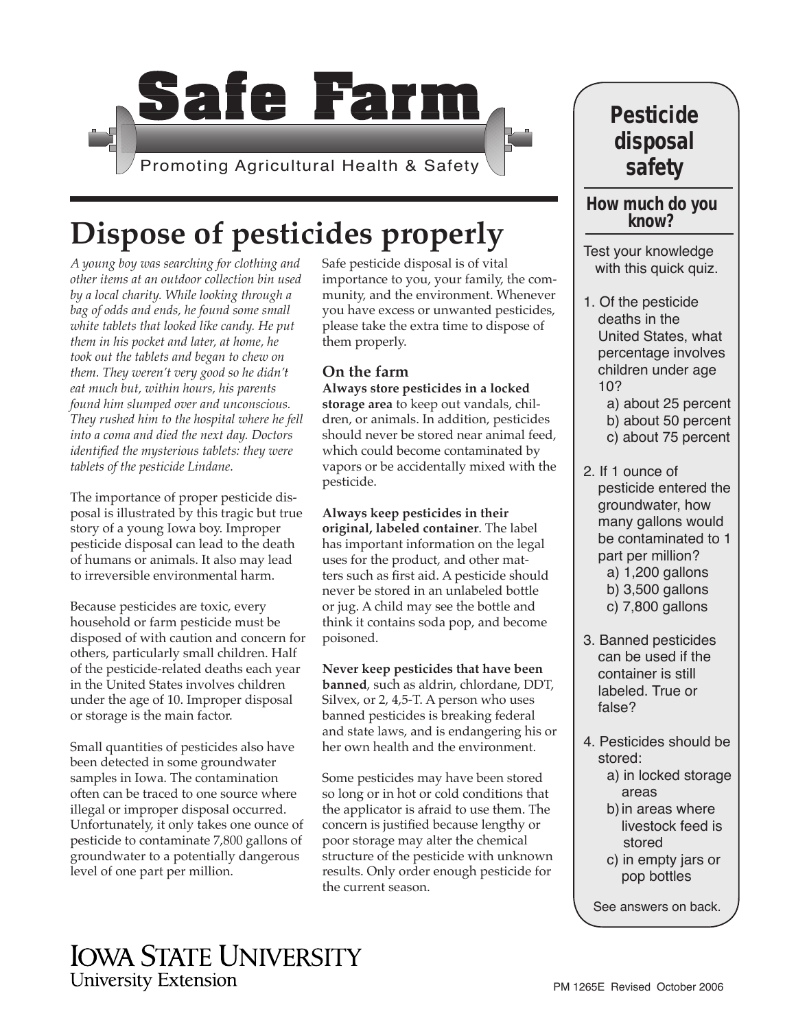# Safe Farm

Promoting Agricultural Health & Safety

## Dispose of pesticides properly

*A young boy was searching for clothing and other items at an outdoor collection bin used by a local charity. While looking through a bag of odds and ends, he found some small white tablets that looked like candy. He put them in his pocket and later, at home, he took out the tablets and began to chew on them. They weren't very good so he didn't eat much but, within hours, his parents found him slumped over and unconscious. They rushed him to the hospital where he fell into a coma and died the next day. Doctors identified the mysterious tablets: they were tablets of the pesticide Lindane.*

The importance of proper pesticide disposal is illustrated by this tragic but true story of a young Iowa boy. Improper pesticide disposal can lead to the death of humans or animals. It also may lead to irreversible environmental harm.

Because pesticides are toxic, every household or farm pesticide must be disposed of with caution and concern for others, particularly small children. Half of the pesticide-related deaths each year in the United States involves children under the age of 10. Improper disposal or storage is the main factor.

Small quantities of pesticides also have been detected in some groundwater samples in Iowa. The contamination often can be traced to one source where illegal or improper disposal occurred. Unfortunately, it only takes one ounce of pesticide to contaminate 7,800 gallons of groundwater to a potentially dangerous level of one part per million.

Safe pesticide disposal is of vital importance to you, your family, the community, and the environment. Whenever you have excess or unwanted pesticides, please take the extra time to dispose of them properly.

### On the farm

**Always store pesticides in a locked storage area** to keep out vandals, children, or animals. In addition, pesticides should never be stored near animal feed, which could become contaminated by vapors or be accidentally mixed with the pesticide.

**Always keep pesticides in their original, labeled container**. The label has important information on the legal uses for the product, and other matters such as first aid. A pesticide should never be stored in an unlabeled bottle or jug. A child may see the bottle and think it contains soda pop, and become poisoned.

**Never keep pesticides that have been banned**, such as aldrin, chlordane, DDT, Silvex, or 2, 4,5-T. A person who uses banned pesticides is breaking federal and state laws, and is endangering his or her own health and the environment.

Some pesticides may have been stored so long or in hot or cold conditions that the applicator is afraid to use them. The concern is justified because lengthy or poor storage may alter the chemical structure of the pesticide with unknown results. Only order enough pesticide for the current season.

## Pesticide disposal safety

### How much do you know?

Test your knowledge with this quick quiz.

1. Of the pesticide deaths in the United States, what percentage involves children under age 10?
   a) about 25 percent
   b) about 50 percent
   c) about 75 percent
2. If 1 ounce of pesticide entered the groundwater, how many gallons would be contaminated to 1 part per million?
   a) 1,200 gallons
   b) 3,500 gallons
   c) 7,800 gallons
3. Banned pesticides can be used if the container is still labeled. True or false?
4. Pesticides should be stored:
   a) in locked storage areas
   b) in areas where livestock feed is stored
   c) in empty jars or pop bottles

See answers on back.

IOWA STATE UNIVERSITY
University Extension

PM 1265E Revised October 2006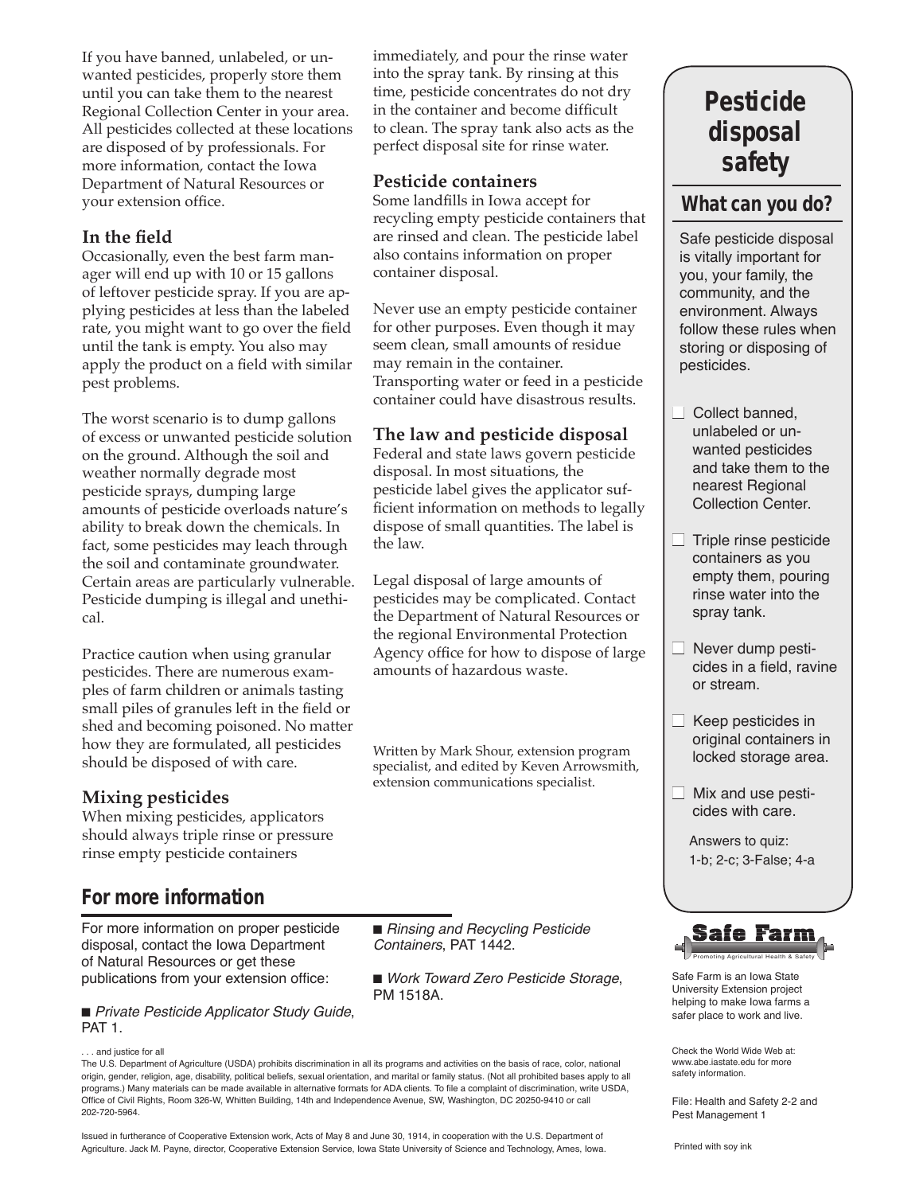If you have banned, unlabeled, or unwanted pesticides, properly store them until you can take them to the nearest Regional Collection Center in your area. All pesticides collected at these locations are disposed of by professionals. For more information, contact the Iowa Department of Natural Resources or your extension office.

### In the field

Occasionally, even the best farm manager will end up with 10 or 15 gallons of leftover pesticide spray. If you are applying pesticides at less than the labeled rate, you might want to go over the field until the tank is empty. You also may apply the product on a field with similar pest problems.

The worst scenario is to dump gallons of excess or unwanted pesticide solution on the ground. Although the soil and weather normally degrade most pesticide sprays, dumping large amounts of pesticide overloads nature's ability to break down the chemicals. In fact, some pesticides may leach through the soil and contaminate groundwater. Certain areas are particularly vulnerable. Pesticide dumping is illegal and unethical.

Practice caution when using granular pesticides. There are numerous examples of farm children or animals tasting small piles of granules left in the field or shed and becoming poisoned. No matter how they are formulated, all pesticides should be disposed of with care.

### Mixing pesticides

When mixing pesticides, applicators should always triple rinse or pressure rinse empty pesticide containers immediately, and pour the rinse water into the spray tank. By rinsing at this time, pesticide concentrates do not dry in the container and become difficult to clean. The spray tank also acts as the perfect disposal site for rinse water.

### Pesticide containers

Some landfills in Iowa accept for recycling empty pesticide containers that are rinsed and clean. The pesticide label also contains information on proper container disposal.

Never use an empty pesticide container for other purposes. Even though it may seem clean, small amounts of residue may remain in the container. Transporting water or feed in a pesticide container could have disastrous results.

### The law and pesticide disposal

Federal and state laws govern pesticide disposal. In most situations, the pesticide label gives the applicator sufficient information on methods to legally dispose of small quantities. The label is the law.

Legal disposal of large amounts of pesticides may be complicated. Contact the Department of Natural Resources or the regional Environmental Protection Agency office for how to dispose of large amounts of hazardous waste.

Written by Mark Shour, extension program specialist, and edited by Keven Arrowsmith, extension communications specialist.

## Pesticide disposal safety

### What can you do?

Safe pesticide disposal is vitally important for you, your family, the community, and the environment. Always follow these rules when storing or disposing of pesticides.

- ☐ Collect banned, unlabeled or unwanted pesticides and take them to the nearest Regional Collection Center.
- ☐ Triple rinse pesticide containers as you empty them, pouring rinse water into the spray tank.
- ☐ Never dump pesticides in a field, ravine or stream.
- ☐ Keep pesticides in original containers in locked storage area.
- ☐ Mix and use pesticides with care.

Answers to quiz:
1-b; 2-c; 3-False; 4-a

## For more information

For more information on proper pesticide disposal, contact the Iowa Department of Natural Resources or get these publications from your extension office:

- *Private Pesticide Applicator Study Guide*, PAT 1.
- *Rinsing and Recycling Pesticide Containers*, PAT 1442.
- *Work Toward Zero Pesticide Storage*, PM 1518A.

Safe Farm
Promoting Agricultural Health & Safety

Safe Farm is an Iowa State University Extension project helping to make Iowa farms a safer place to work and live.

Check the World Wide Web at: www.abe.iastate.edu for more safety information.

File: Health and Safety 2-2 and Pest Management 1

. . . and justice for all
The U.S. Department of Agriculture (USDA) prohibits discrimination in all its programs and activities on the basis of race, color, national origin, gender, religion, age, disability, political beliefs, sexual orientation, and marital or family status. (Not all prohibited bases apply to all programs.) Many materials can be made available in alternative formats for ADA clients. To file a complaint of discrimination, write USDA, Office of Civil Rights, Room 326-W, Whitten Building, 14th and Independence Avenue, SW, Washington, DC 20250-9410 or call 202-720-5964.

Issued in furtherance of Cooperative Extension work, Acts of May 8 and June 30, 1914, in cooperation with the U.S. Department of Agriculture. Jack M. Payne, director, Cooperative Extension Service, Iowa State University of Science and Technology, Ames, Iowa.

Printed with soy ink